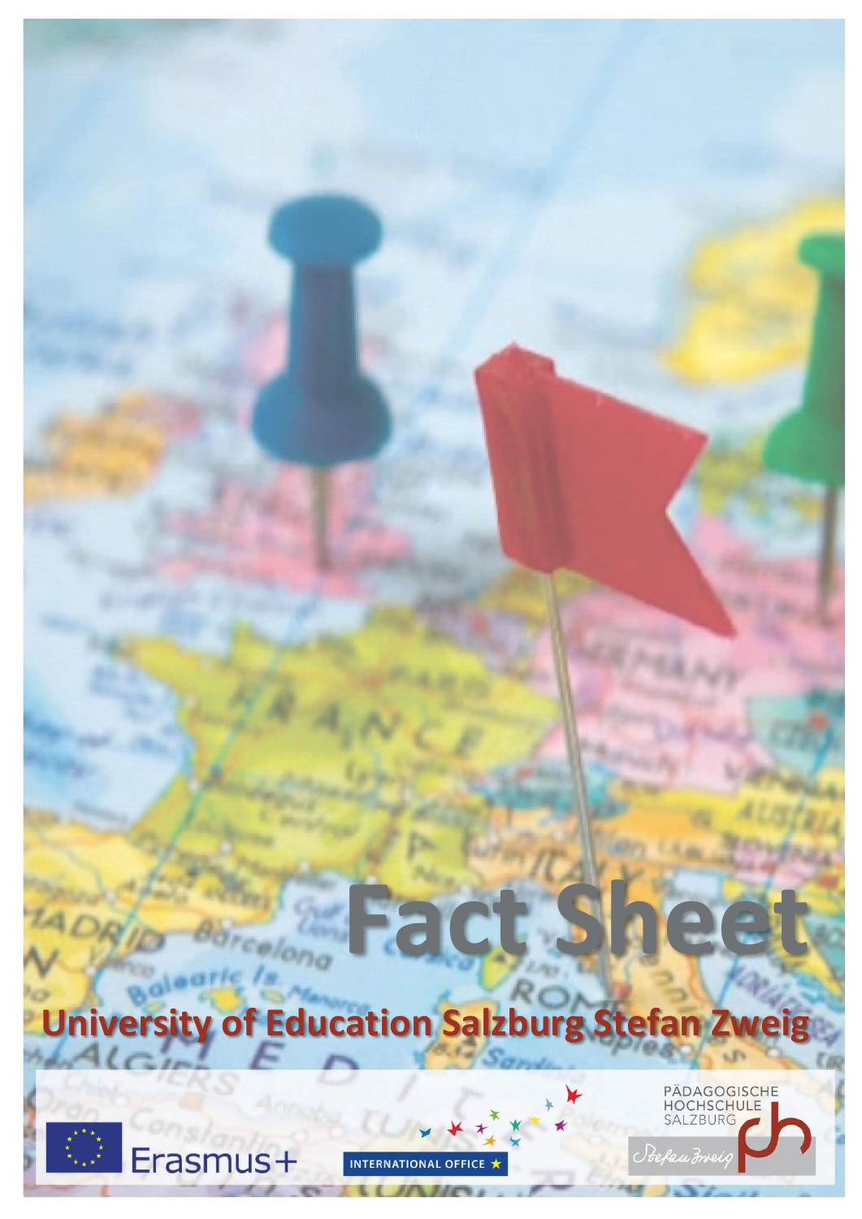# Fact Sheet

## University of Education Salzburg Stefan Zweig

Erasmus+

INTERNATIONAL OFFICE

PÄDAGOGISCHE HOCHSCHULE SALZBURG

Stefan Zweig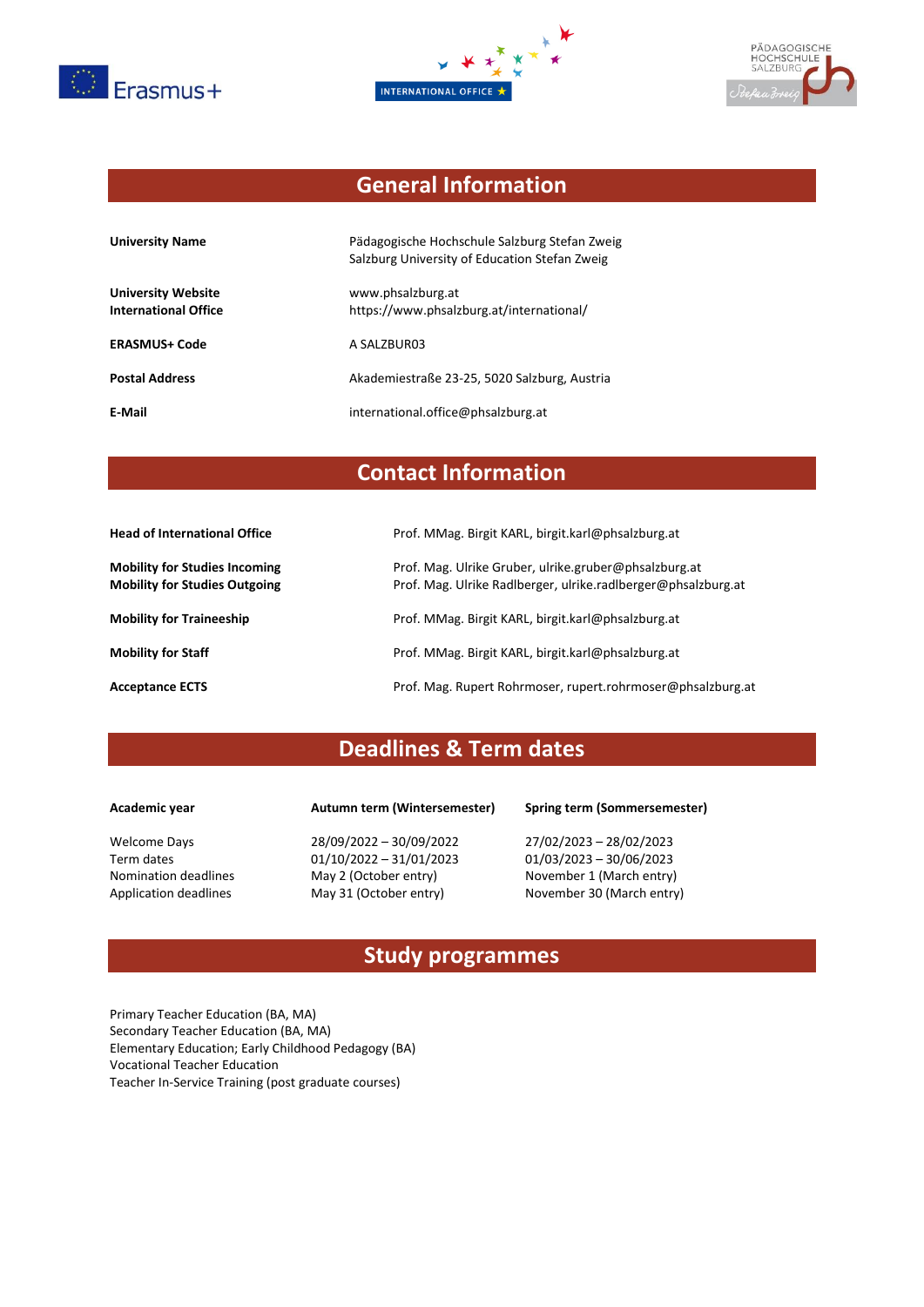## General Information

| | |
|---|---|
| **University Name** | Pädagogische Hochschule Salzburg Stefan Zweig<br>Salzburg University of Education Stefan Zweig |
| **University Website**<br>**International Office** | www.phsalzburg.at<br>https://www.phsalzburg.at/international/ |
| **ERASMUS+ Code** | A SALZBUR03 |
| **Postal Address** | Akademiestraße 23-25, 5020 Salzburg, Austria |
| **E-Mail** | international.office@phsalzburg.at |

## Contact Information

| | |
|---|---|
| **Head of International Office** | Prof. MMag. Birgit KARL, birgit.karl@phsalzburg.at |
| **Mobility for Studies Incoming**<br>**Mobility for Studies Outgoing** | Prof. Mag. Ulrike Gruber, ulrike.gruber@phsalzburg.at<br>Prof. Mag. Ulrike Radlberger, ulrike.radlberger@phsalzburg.at |
| **Mobility for Traineeship** | Prof. MMag. Birgit KARL, birgit.karl@phsalzburg.at |
| **Mobility for Staff** | Prof. MMag. Birgit KARL, birgit.karl@phsalzburg.at |
| **Acceptance ECTS** | Prof. Mag. Rupert Rohrmoser, rupert.rohrmoser@phsalzburg.at |

## Deadlines & Term dates

| **Academic year** | **Autumn term (Wintersemester)** | **Spring term (Sommersemester)** |
|---|---|---|
| Welcome Days | 28/09/2022 – 30/09/2022 | 27/02/2023 – 28/02/2023 |
| Term dates | 01/10/2022 – 31/01/2023 | 01/03/2023 – 30/06/2023 |
| Nomination deadlines | May 2 (October entry) | November 1 (March entry) |
| Application deadlines | May 31 (October entry) | November 30 (March entry) |

## Study programmes

Primary Teacher Education (BA, MA)
Secondary Teacher Education (BA, MA)
Elementary Education; Early Childhood Pedagogy (BA)
Vocational Teacher Education
Teacher In-Service Training (post graduate courses)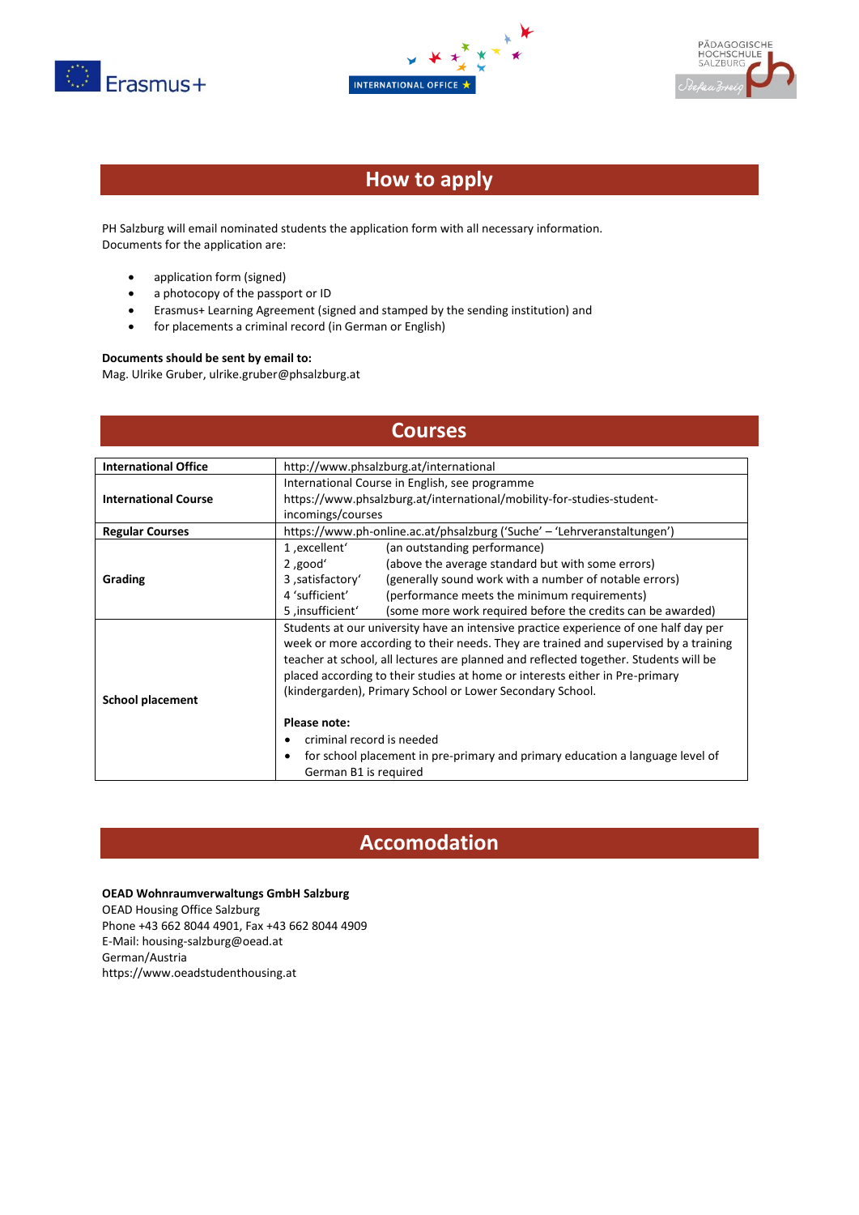## How to apply

PH Salzburg will email nominated students the application form with all necessary information.
Documents for the application are:

- application form (signed)
- a photocopy of the passport or ID
- Erasmus+ Learning Agreement (signed and stamped by the sending institution) and
- for placements a criminal record (in German or English)

**Documents should be sent by email to:**
Mag. Ulrike Gruber, ulrike.gruber@phsalzburg.at

## Courses

| | |
|---|---|
| **International Office** | http://www.phsalzburg.at/international |
| **International Course** | International Course in English, see programme https://www.phsalzburg.at/international/mobility-for-studies-student-incomings/courses |
| **Regular Courses** | https://www.ph-online.ac.at/phsalzburg ('Suche' – 'Lehrveranstaltungen') |
| **Grading** | 1 ‚excellent' (an outstanding performance)<br>2 ‚good' (above the average standard but with some errors)<br>3 ‚satisfactory' (generally sound work with a number of notable errors)<br>4 'sufficient' (performance meets the minimum requirements)<br>5 ‚insufficient' (some more work required before the credits can be awarded) |
| **School placement** | Students at our university have an intensive practice experience of one half day per week or more according to their needs. They are trained and supervised by a training teacher at school, all lectures are planned and reflected together. Students will be placed according to their studies at home or interests either in Pre-primary (kindergarden), Primary School or Lower Secondary School.<br><br>**Please note:**<br>• criminal record is needed<br>• for school placement in pre-primary and primary education a language level of German B1 is required |

## Accomodation

**OEAD Wohnraumverwaltungs GmbH Salzburg**
OEAD Housing Office Salzburg
Phone +43 662 8044 4901, Fax +43 662 8044 4909
E-Mail: housing-salzburg@oead.at
German/Austria
https://www.oeadstudenthousing.at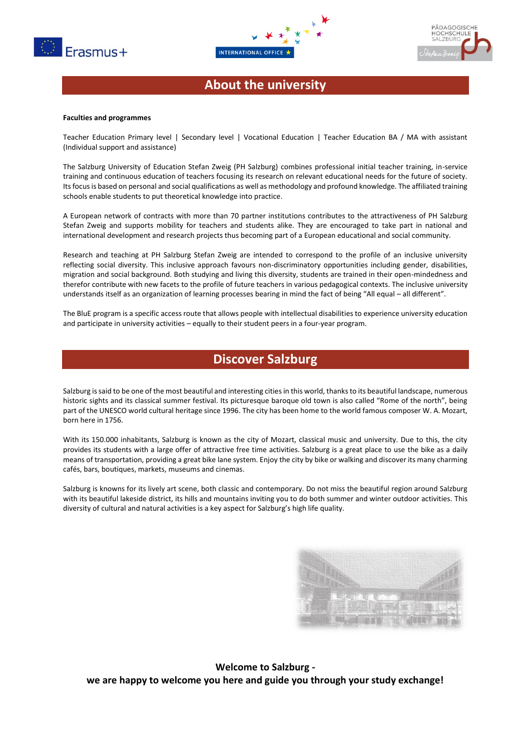# About the university

**Faculties and programmes**

Teacher Education Primary level | Secondary level | Vocational Education | Teacher Education BA / MA with assistant (Individual support and assistance)

The Salzburg University of Education Stefan Zweig (PH Salzburg) combines professional initial teacher training, in-service training and continuous education of teachers focusing its research on relevant educational needs for the future of society. Its focus is based on personal and social qualifications as well as methodology and profound knowledge. The affiliated training schools enable students to put theoretical knowledge into practice.

A European network of contracts with more than 70 partner institutions contributes to the attractiveness of PH Salzburg Stefan Zweig and supports mobility for teachers and students alike. They are encouraged to take part in national and international development and research projects thus becoming part of a European educational and social community.

Research and teaching at PH Salzburg Stefan Zweig are intended to correspond to the profile of an inclusive university reflecting social diversity. This inclusive approach favours non-discriminatory opportunities including gender, disabilities, migration and social background. Both studying and living this diversity, students are trained in their open-mindedness and therefor contribute with new facets to the profile of future teachers in various pedagogical contexts. The inclusive university understands itself as an organization of learning processes bearing in mind the fact of being "All equal – all different".

The BluE program is a specific access route that allows people with intellectual disabilities to experience university education and participate in university activities – equally to their student peers in a four-year program.

# Discover Salzburg

Salzburg is said to be one of the most beautiful and interesting cities in this world, thanks to its beautiful landscape, numerous historic sights and its classical summer festival. Its picturesque baroque old town is also called "Rome of the north", being part of the UNESCO world cultural heritage since 1996. The city has been home to the world famous composer W. A. Mozart, born here in 1756.

With its 150.000 inhabitants, Salzburg is known as the city of Mozart, classical music and university. Due to this, the city provides its students with a large offer of attractive free time activities. Salzburg is a great place to use the bike as a daily means of transportation, providing a great bike lane system. Enjoy the city by bike or walking and discover its many charming cafés, bars, boutiques, markets, museums and cinemas.

Salzburg is knowns for its lively art scene, both classic and contemporary. Do not miss the beautiful region around Salzburg with its beautiful lakeside district, its hills and mountains inviting you to do both summer and winter outdoor activities. This diversity of cultural and natural activities is a key aspect for Salzburg's high life quality.

**Welcome to Salzburg -**
**we are happy to welcome you here and guide you through your study exchange!**